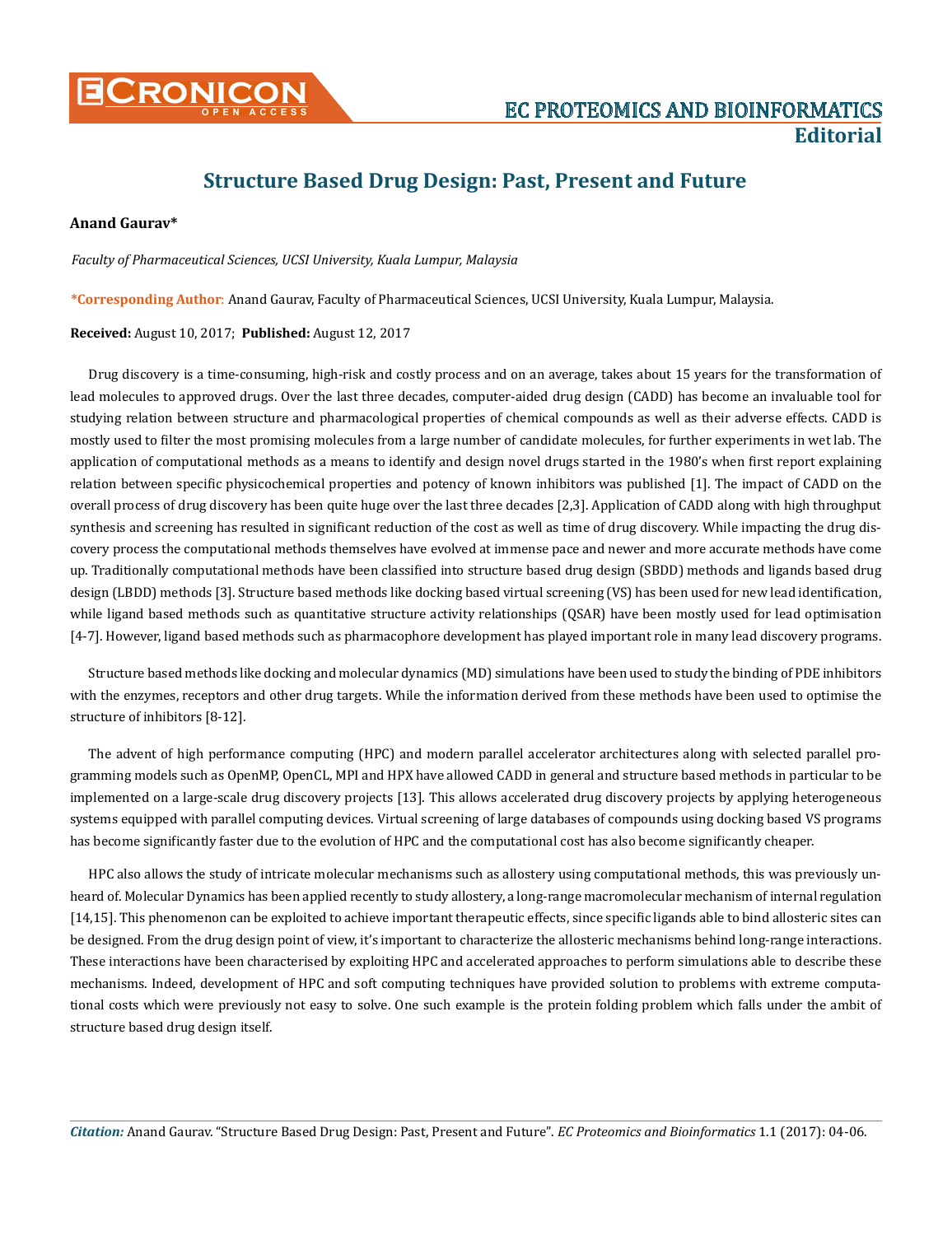# Structure Based Drug Design: Past, Present and Future

**Anand Gaurav***

*Faculty of Pharmaceutical Sciences, UCSI University, Kuala Lumpur, Malaysia*

***Corresponding Author**: Anand Gaurav, Faculty of Pharmaceutical Sciences, UCSI University, Kuala Lumpur, Malaysia.

**Received:** August 10, 2017; **Published:** August 12, 2017

Drug discovery is a time-consuming, high-risk and costly process and on an average, takes about 15 years for the transformation of lead molecules to approved drugs. Over the last three decades, computer-aided drug design (CADD) has become an invaluable tool for studying relation between structure and pharmacological properties of chemical compounds as well as their adverse effects. CADD is mostly used to filter the most promising molecules from a large number of candidate molecules, for further experiments in wet lab. The application of computational methods as a means to identify and design novel drugs started in the 1980's when first report explaining relation between specific physicochemical properties and potency of known inhibitors was published [1]. The impact of CADD on the overall process of drug discovery has been quite huge over the last three decades [2,3]. Application of CADD along with high throughput synthesis and screening has resulted in significant reduction of the cost as well as time of drug discovery. While impacting the drug discovery process the computational methods themselves have evolved at immense pace and newer and more accurate methods have come up. Traditionally computational methods have been classified into structure based drug design (SBDD) methods and ligands based drug design (LBDD) methods [3]. Structure based methods like docking based virtual screening (VS) has been used for new lead identification, while ligand based methods such as quantitative structure activity relationships (QSAR) have been mostly used for lead optimisation [4-7]. However, ligand based methods such as pharmacophore development has played important role in many lead discovery programs.

Structure based methods like docking and molecular dynamics (MD) simulations have been used to study the binding of PDE inhibitors with the enzymes, receptors and other drug targets. While the information derived from these methods have been used to optimise the structure of inhibitors [8-12].

The advent of high performance computing (HPC) and modern parallel accelerator architectures along with selected parallel programming models such as OpenMP, OpenCL, MPI and HPX have allowed CADD in general and structure based methods in particular to be implemented on a large-scale drug discovery projects [13]. This allows accelerated drug discovery projects by applying heterogeneous systems equipped with parallel computing devices. Virtual screening of large databases of compounds using docking based VS programs has become significantly faster due to the evolution of HPC and the computational cost has also become significantly cheaper.

HPC also allows the study of intricate molecular mechanisms such as allostery using computational methods, this was previously unheard of. Molecular Dynamics has been applied recently to study allostery, a long-range macromolecular mechanism of internal regulation [14,15]. This phenomenon can be exploited to achieve important therapeutic effects, since specific ligands able to bind allosteric sites can be designed. From the drug design point of view, it's important to characterize the allosteric mechanisms behind long-range interactions. These interactions have been characterised by exploiting HPC and accelerated approaches to perform simulations able to describe these mechanisms. Indeed, development of HPC and soft computing techniques have provided solution to problems with extreme computational costs which were previously not easy to solve. One such example is the protein folding problem which falls under the ambit of structure based drug design itself.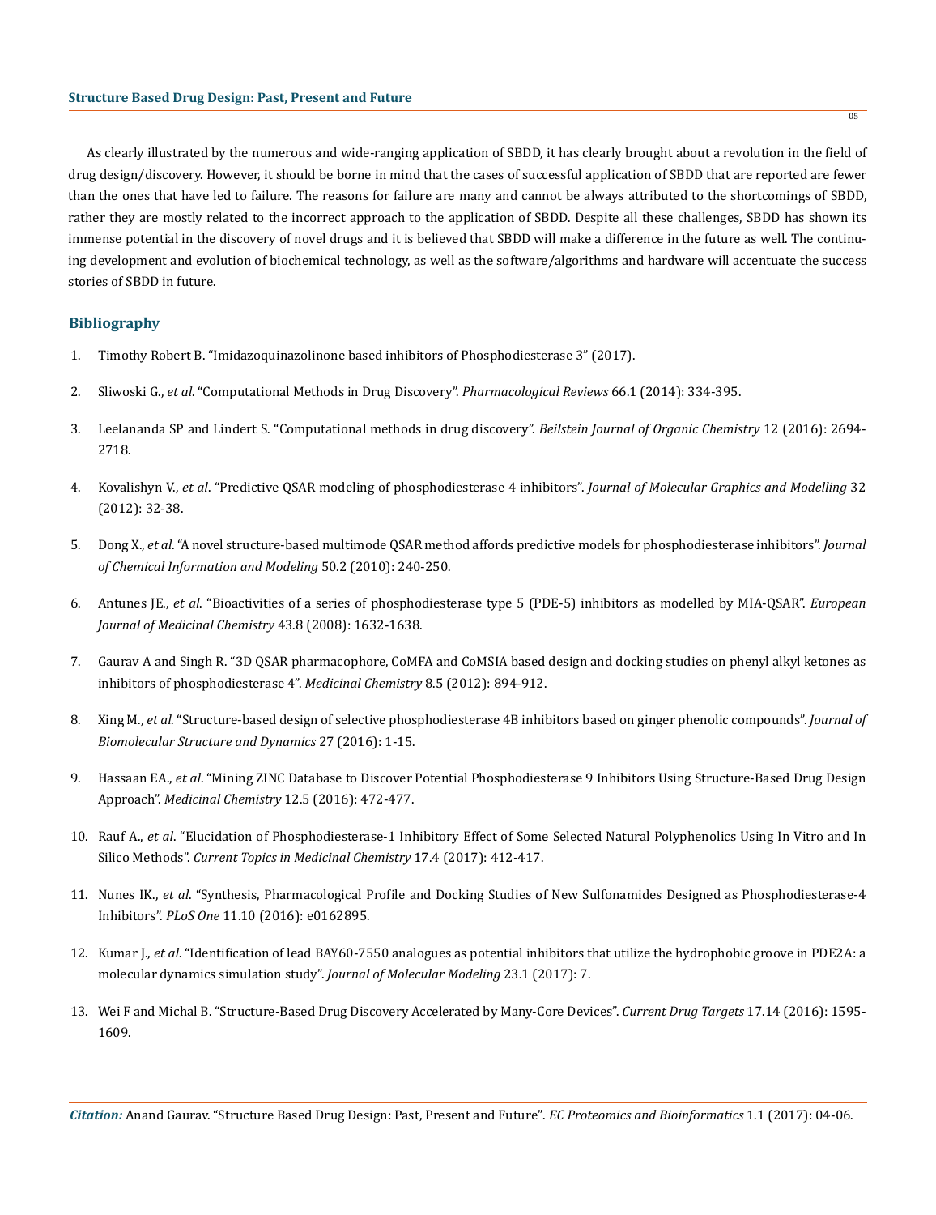As clearly illustrated by the numerous and wide-ranging application of SBDD, it has clearly brought about a revolution in the field of drug design/discovery. However, it should be borne in mind that the cases of successful application of SBDD that are reported are fewer than the ones that have led to failure. The reasons for failure are many and cannot be always attributed to the shortcomings of SBDD, rather they are mostly related to the incorrect approach to the application of SBDD. Despite all these challenges, SBDD has shown its immense potential in the discovery of novel drugs and it is believed that SBDD will make a difference in the future as well. The continuing development and evolution of biochemical technology, as well as the software/algorithms and hardware will accentuate the success stories of SBDD in future.

## Bibliography

1. Timothy Robert B. "Imidazoquinazolinone based inhibitors of Phosphodiesterase 3" (2017).
2. Sliwoski G., *et al*. "Computational Methods in Drug Discovery". *Pharmacological Reviews* 66.1 (2014): 334-395.
3. Leelananda SP and Lindert S. "Computational methods in drug discovery". *Beilstein Journal of Organic Chemistry* 12 (2016): 2694-2718.
4. Kovalishyn V., *et al*. "Predictive QSAR modeling of phosphodiesterase 4 inhibitors". *Journal of Molecular Graphics and Modelling* 32 (2012): 32-38.
5. Dong X., *et al*. "A novel structure-based multimode QSAR method affords predictive models for phosphodiesterase inhibitors". *Journal of Chemical Information and Modeling* 50.2 (2010): 240-250.
6. Antunes JE., *et al*. "Bioactivities of a series of phosphodiesterase type 5 (PDE-5) inhibitors as modelled by MIA-QSAR". *European Journal of Medicinal Chemistry* 43.8 (2008): 1632-1638.
7. Gaurav A and Singh R. "3D QSAR pharmacophore, CoMFA and CoMSIA based design and docking studies on phenyl alkyl ketones as inhibitors of phosphodiesterase 4". *Medicinal Chemistry* 8.5 (2012): 894-912.
8. Xing M., *et al*. "Structure-based design of selective phosphodiesterase 4B inhibitors based on ginger phenolic compounds". *Journal of Biomolecular Structure and Dynamics* 27 (2016): 1-15.
9. Hassaan EA., *et al*. "Mining ZINC Database to Discover Potential Phosphodiesterase 9 Inhibitors Using Structure-Based Drug Design Approach". *Medicinal Chemistry* 12.5 (2016): 472-477.
10. Rauf A., *et al*. "Elucidation of Phosphodiesterase-1 Inhibitory Effect of Some Selected Natural Polyphenolics Using In Vitro and In Silico Methods". *Current Topics in Medicinal Chemistry* 17.4 (2017): 412-417.
11. Nunes IK., *et al*. "Synthesis, Pharmacological Profile and Docking Studies of New Sulfonamides Designed as Phosphodiesterase-4 Inhibitors". *PLoS One* 11.10 (2016): e0162895.
12. Kumar J., *et al*. "Identification of lead BAY60-7550 analogues as potential inhibitors that utilize the hydrophobic groove in PDE2A: a molecular dynamics simulation study". *Journal of Molecular Modeling* 23.1 (2017): 7.
13. Wei F and Michal B. "Structure-Based Drug Discovery Accelerated by Many-Core Devices". *Current Drug Targets* 17.14 (2016): 1595-1609.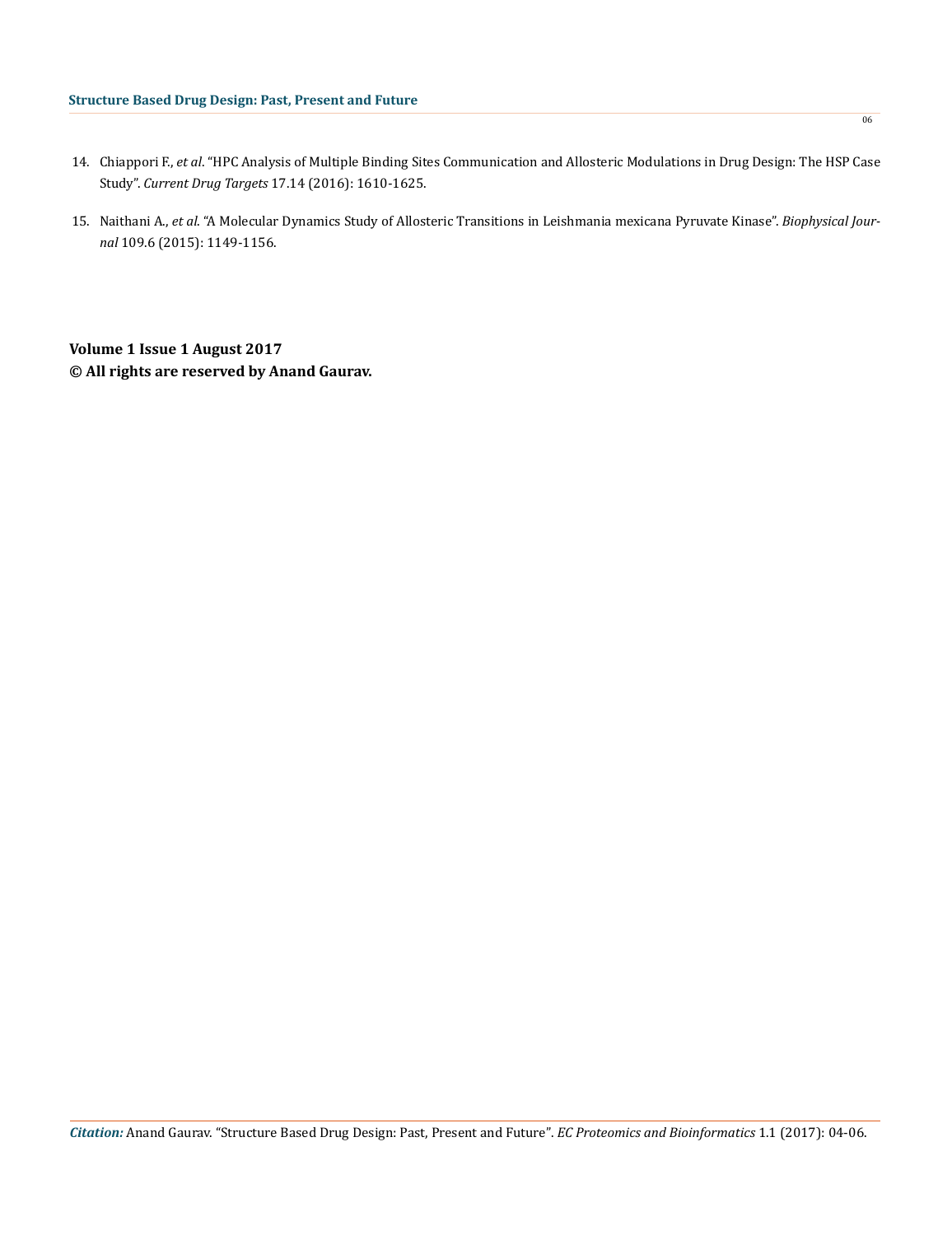14. Chiappori F., *et al*. "HPC Analysis of Multiple Binding Sites Communication and Allosteric Modulations in Drug Design: The HSP Case Study". *Current Drug Targets* 17.14 (2016): 1610-1625.

15. Naithani A., *et al*. "A Molecular Dynamics Study of Allosteric Transitions in Leishmania mexicana Pyruvate Kinase". *Biophysical Journal* 109.6 (2015): 1149-1156.

**Volume 1 Issue 1 August 2017**
**© All rights are reserved by Anand Gaurav.**